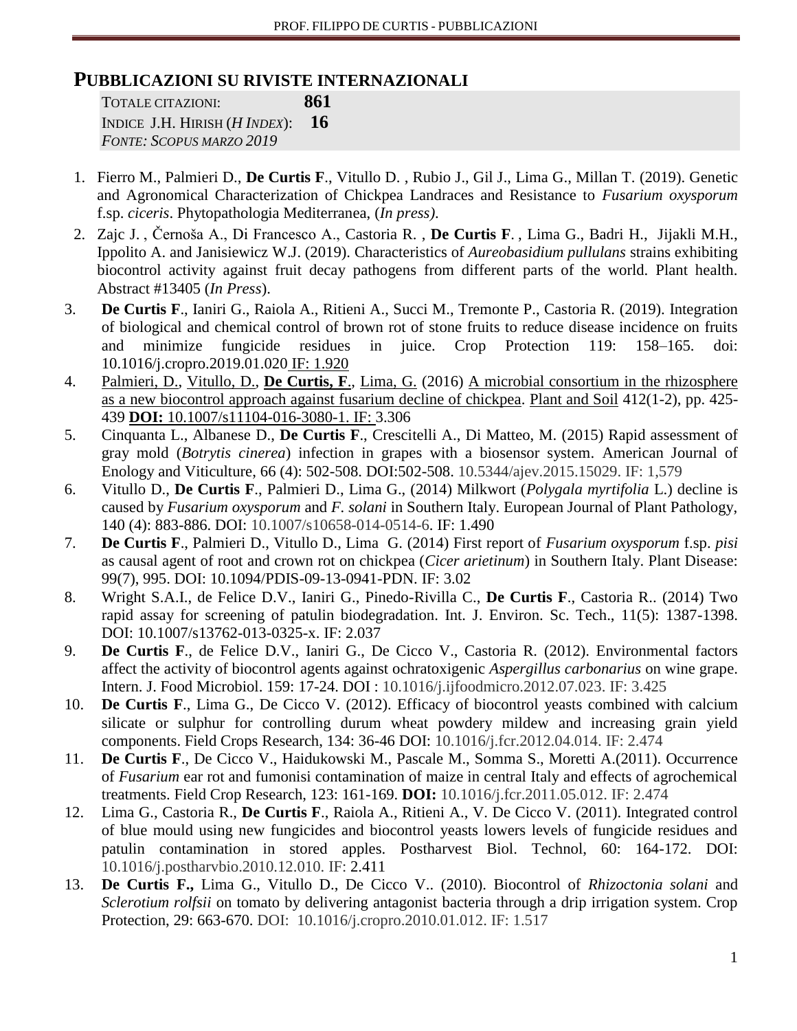## PUBBLICAZIONI SU RIVISTE INTERNAZIONALI

TOTALE CITAZIONI: **861**
INDICE J.H. HIRISH (*H INDEX*): **16**
*FONTE: SCOPUS MARZO 2019*

1. Fierro M., Palmieri D., **De Curtis F**., Vitullo D. , Rubio J., Gil J., Lima G., Millan T. (2019). Genetic and Agronomical Characterization of Chickpea Landraces and Resistance to *Fusarium oxysporum* f.sp. *ciceris*. Phytopathologia Mediterranea, (*In press)*.
2. Zajc J. , Černoša A., Di Francesco A., Castoria R. , **De Curtis F**. , Lima G., Badri H., Jijakli M.H., Ippolito A. and Janisiewicz W.J. (2019). Characteristics of *Aureobasidium pullulans* strains exhibiting biocontrol activity against fruit decay pathogens from different parts of the world. Plant health. Abstract #13405 (*In Press*).
3. **De Curtis F**., Ianiri G., Raiola A., Ritieni A., Succi M., Tremonte P., Castoria R. (2019). Integration of biological and chemical control of brown rot of stone fruits to reduce disease incidence on fruits and minimize fungicide residues in juice. Crop Protection 119: 158–165. doi: 10.1016/j.cropro.2019.01.020 IF: 1.920
4. Palmieri, D., Vitullo, D., **De Curtis, F**., Lima, G. (2016) A microbial consortium in the rhizosphere as a new biocontrol approach against fusarium decline of chickpea. Plant and Soil 412(1-2), pp. 425-439 **DOI:** 10.1007/s11104-016-3080-1. IF: 3.306
5. Cinquanta L., Albanese D., **De Curtis F**., Crescitelli A., Di Matteo, M. (2015) Rapid assessment of gray mold (*Botrytis cinerea*) infection in grapes with a biosensor system. American Journal of Enology and Viticulture, 66 (4): 502-508. DOI:502-508. 10.5344/ajev.2015.15029. IF: 1,579
6. Vitullo D., **De Curtis F**., Palmieri D., Lima G., (2014) Milkwort (*Polygala myrtifolia* L.) decline is caused by *Fusarium oxysporum* and *F. solani* in Southern Italy. European Journal of Plant Pathology, 140 (4): 883-886. DOI: 10.1007/s10658-014-0514-6. IF: 1.490
7. **De Curtis F**., Palmieri D., Vitullo D., Lima G. (2014) First report of *Fusarium oxysporum* f.sp. *pisi* as causal agent of root and crown rot on chickpea (*Cicer arietinum*) in Southern Italy. Plant Disease: 99(7), 995. DOI: 10.1094/PDIS-09-13-0941-PDN. IF: 3.02
8. Wright S.A.I., de Felice D.V., Ianiri G., Pinedo-Rivilla C., **De Curtis F**., Castoria R.. (2014) Two rapid assay for screening of patulin biodegradation. Int. J. Environ. Sc. Tech., 11(5): 1387-1398. DOI: 10.1007/s13762-013-0325-x. IF: 2.037
9. **De Curtis F**., de Felice D.V., Ianiri G., De Cicco V., Castoria R. (2012). Environmental factors affect the activity of biocontrol agents against ochratoxigenic *Aspergillus carbonarius* on wine grape. Intern. J. Food Microbiol. 159: 17-24. DOI : 10.1016/j.ijfoodmicro.2012.07.023. IF: 3.425
10. **De Curtis F**., Lima G., De Cicco V. (2012). Efficacy of biocontrol yeasts combined with calcium silicate or sulphur for controlling durum wheat powdery mildew and increasing grain yield components. Field Crops Research, 134: 36-46 DOI: 10.1016/j.fcr.2012.04.014. IF: 2.474
11. **De Curtis F**., De Cicco V., Haidukowski M., Pascale M., Somma S., Moretti A.(2011). Occurrence of *Fusarium* ear rot and fumonisi contamination of maize in central Italy and effects of agrochemical treatments. Field Crop Research, 123: 161-169. **DOI:** 10.1016/j.fcr.2011.05.012. IF: 2.474
12. Lima G., Castoria R., **De Curtis F**., Raiola A., Ritieni A., V. De Cicco V. (2011). Integrated control of blue mould using new fungicides and biocontrol yeasts lowers levels of fungicide residues and patulin contamination in stored apples. Postharvest Biol. Technol, 60: 164-172. DOI: 10.1016/j.postharvbio.2010.12.010. IF: 2.411
13. **De Curtis F.,** Lima G., Vitullo D., De Cicco V.. (2010). Biocontrol of *Rhizoctonia solani* and *Sclerotium rolfsii* on tomato by delivering antagonist bacteria through a drip irrigation system. Crop Protection, 29: 663-670. DOI: 10.1016/j.cropro.2010.01.012. IF: 1.517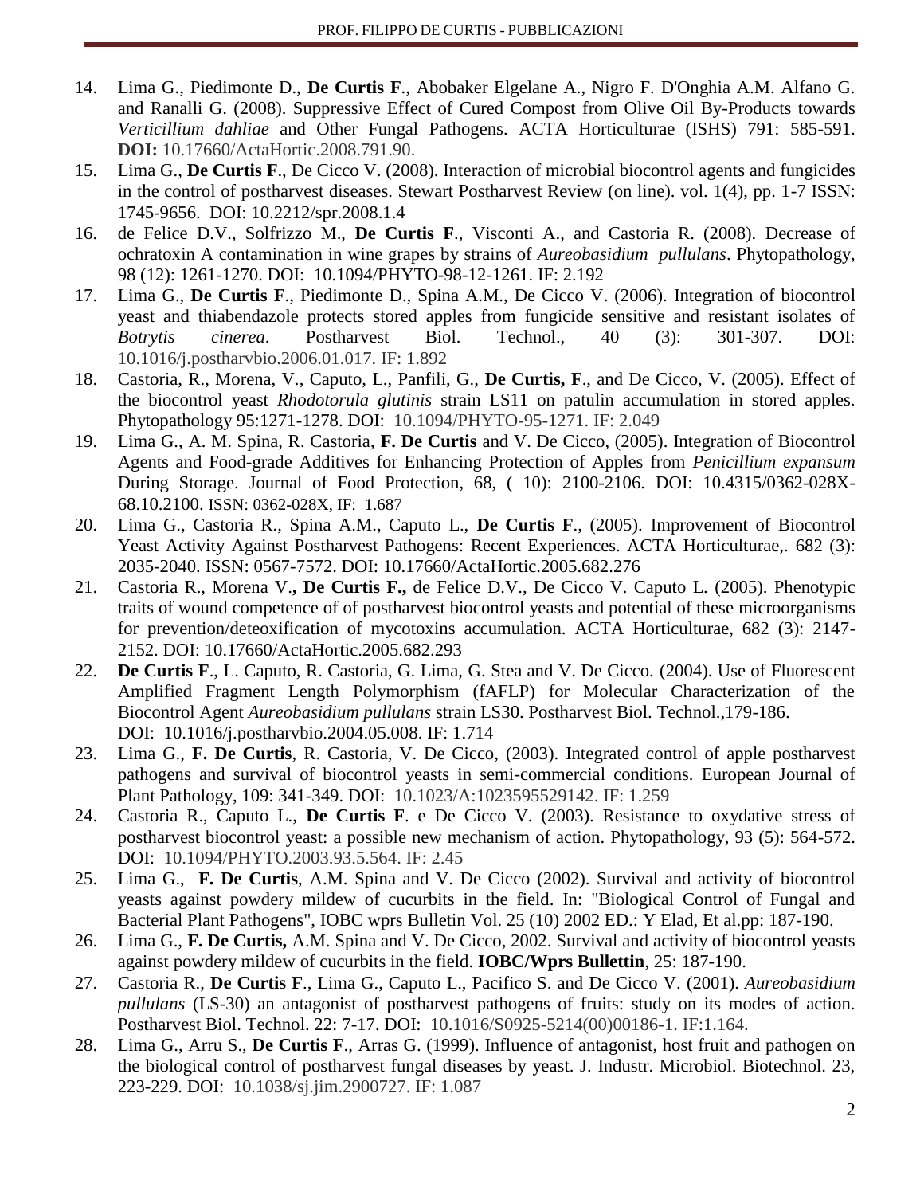14. Lima G., Piedimonte D., **De Curtis F**., Abobaker Elgelane A., Nigro F. D'Onghia A.M. Alfano G. and Ranalli G. (2008). Suppressive Effect of Cured Compost from Olive Oil By-Products towards *Verticillium dahliae* and Other Fungal Pathogens. ACTA Horticulturae (ISHS) 791: 585-591. **DOI:** 10.17660/ActaHortic.2008.791.90.
15. Lima G., **De Curtis F**., De Cicco V. (2008). Interaction of microbial biocontrol agents and fungicides in the control of postharvest diseases. Stewart Postharvest Review (on line). vol. 1(4), pp. 1-7 ISSN: 1745-9656. DOI: 10.2212/spr.2008.1.4
16. de Felice D.V., Solfrizzo M., **De Curtis F**., Visconti A., and Castoria R. (2008). Decrease of ochratoxin A contamination in wine grapes by strains of *Aureobasidium pullulans*. Phytopathology, 98 (12): 1261-1270. DOI: 10.1094/PHYTO-98-12-1261. IF: 2.192
17. Lima G., **De Curtis F**., Piedimonte D., Spina A.M., De Cicco V. (2006). Integration of biocontrol yeast and thiabendazole protects stored apples from fungicide sensitive and resistant isolates of *Botrytis cinerea*. Postharvest Biol. Technol., 40 (3): 301-307. DOI: 10.1016/j.postharvbio.2006.01.017. IF: 1.892
18. Castoria, R., Morena, V., Caputo, L., Panfili, G., **De Curtis, F**., and De Cicco, V. (2005). Effect of the biocontrol yeast *Rhodotorula glutinis* strain LS11 on patulin accumulation in stored apples. Phytopathology 95:1271-1278. DOI: 10.1094/PHYTO-95-1271. IF: 2.049
19. Lima G., A. M. Spina, R. Castoria, **F. De Curtis** and V. De Cicco, (2005). Integration of Biocontrol Agents and Food-grade Additives for Enhancing Protection of Apples from *Penicillium expansum* During Storage. Journal of Food Protection, 68, ( 10): 2100-2106. DOI: 10.4315/0362-028X-68.10.2100. ISSN: 0362-028X, IF: 1.687
20. Lima G., Castoria R., Spina A.M., Caputo L., **De Curtis F**., (2005). Improvement of Biocontrol Yeast Activity Against Postharvest Pathogens: Recent Experiences. ACTA Horticulturae,. 682 (3): 2035-2040. ISSN: 0567-7572. DOI: 10.17660/ActaHortic.2005.682.276
21. Castoria R., Morena V**., De Curtis F.,** de Felice D.V., De Cicco V. Caputo L. (2005). Phenotypic traits of wound competence of of postharvest biocontrol yeasts and potential of these microorganisms for prevention/deteoxification of mycotoxins accumulation. ACTA Horticulturae, 682 (3): 2147-2152. DOI: 10.17660/ActaHortic.2005.682.293
22. **De Curtis F**., L. Caputo, R. Castoria, G. Lima, G. Stea and V. De Cicco. (2004). Use of Fluorescent Amplified Fragment Length Polymorphism (fAFLP) for Molecular Characterization of the Biocontrol Agent *Aureobasidium pullulans* strain LS30. Postharvest Biol. Technol.,179-186. DOI: 10.1016/j.postharvbio.2004.05.008. IF: 1.714
23. Lima G., **F. De Curtis**, R. Castoria, V. De Cicco, (2003). Integrated control of apple postharvest pathogens and survival of biocontrol yeasts in semi-commercial conditions. European Journal of Plant Pathology, 109: 341-349. DOI: 10.1023/A:1023595529142. IF: 1.259
24. Castoria R., Caputo L., **De Curtis F**. e De Cicco V. (2003). Resistance to oxydative stress of postharvest biocontrol yeast: a possible new mechanism of action. Phytopathology, 93 (5): 564-572. DOI: 10.1094/PHYTO.2003.93.5.564. IF: 2.45
25. Lima G., **F. De Curtis**, A.M. Spina and V. De Cicco (2002). Survival and activity of biocontrol yeasts against powdery mildew of cucurbits in the field. In: "Biological Control of Fungal and Bacterial Plant Pathogens", IOBC wprs Bulletin Vol. 25 (10) 2002 ED.: Y Elad, Et al.pp: 187-190.
26. Lima G., **F. De Curtis,** A.M. Spina and V. De Cicco, 2002. Survival and activity of biocontrol yeasts against powdery mildew of cucurbits in the field. **IOBC/Wprs Bullettin**, 25: 187-190.
27. Castoria R., **De Curtis F**., Lima G., Caputo L., Pacifico S. and De Cicco V. (2001). *Aureobasidium pullulans* (LS-30) an antagonist of postharvest pathogens of fruits: study on its modes of action. Postharvest Biol. Technol. 22: 7-17. DOI: 10.1016/S0925-5214(00)00186-1. IF:1.164.
28. Lima G., Arru S., **De Curtis F**., Arras G. (1999). Influence of antagonist, host fruit and pathogen on the biological control of postharvest fungal diseases by yeast. J. Industr. Microbiol. Biotechnol. 23, 223-229. DOI: 10.1038/sj.jim.2900727. IF: 1.087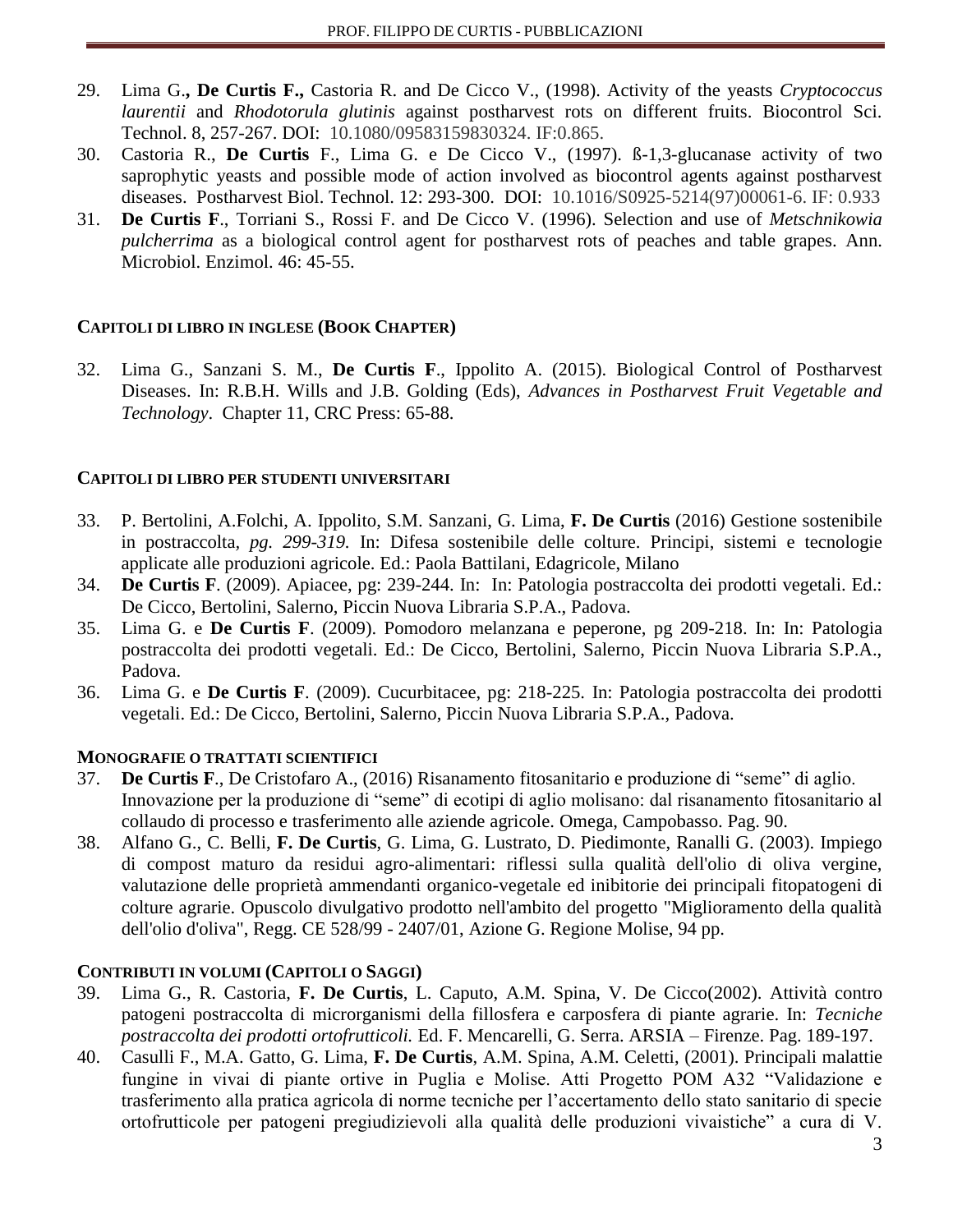29. Lima G**., De Curtis F.,** Castoria R. and De Cicco V., (1998). Activity of the yeasts *Cryptococcus laurentii* and *Rhodotorula glutinis* against postharvest rots on different fruits. Biocontrol Sci. Technol. 8, 257-267. DOI: 10.1080/09583159830324. IF:0.865.
30. Castoria R., **De Curtis** F., Lima G. e De Cicco V., (1997). ß-1,3-glucanase activity of two saprophytic yeasts and possible mode of action involved as biocontrol agents against postharvest diseases. Postharvest Biol. Technol. 12: 293-300. DOI: 10.1016/S0925-5214(97)00061-6. IF: 0.933
31. **De Curtis F**., Torriani S., Rossi F. and De Cicco V. (1996). Selection and use of *Metschnikowia pulcherrima* as a biological control agent for postharvest rots of peaches and table grapes. Ann. Microbiol. Enzimol. 46: 45-55.

## CAPITOLI DI LIBRO IN INGLESE (BOOK CHAPTER)

32. Lima G., Sanzani S. M., **De Curtis F**., Ippolito A. (2015). Biological Control of Postharvest Diseases. In: R.B.H. Wills and J.B. Golding (Eds), *Advances in Postharvest Fruit Vegetable and Technology*. Chapter 11, CRC Press: 65-88.

## CAPITOLI DI LIBRO PER STUDENTI UNIVERSITARI

33. P. Bertolini, A.Folchi, A. Ippolito, S.M. Sanzani, G. Lima, **F. De Curtis** (2016) Gestione sostenibile in postraccolta, *pg. 299-319.* In: Difesa sostenibile delle colture. Principi, sistemi e tecnologie applicate alle produzioni agricole. Ed.: Paola Battilani, Edagricole, Milano
34. **De Curtis F**. (2009). Apiacee, pg: 239-244. In: In: Patologia postraccolta dei prodotti vegetali. Ed.: De Cicco, Bertolini, Salerno, Piccin Nuova Libraria S.P.A., Padova.
35. Lima G. e **De Curtis F**. (2009). Pomodoro melanzana e peperone, pg 209-218. In: In: Patologia postraccolta dei prodotti vegetali. Ed.: De Cicco, Bertolini, Salerno, Piccin Nuova Libraria S.P.A., Padova.
36. Lima G. e **De Curtis F**. (2009). Cucurbitacee, pg: 218-225. In: Patologia postraccolta dei prodotti vegetali. Ed.: De Cicco, Bertolini, Salerno, Piccin Nuova Libraria S.P.A., Padova.

## MONOGRAFIE O TRATTATI SCIENTIFICI

37. **De Curtis F**., De Cristofaro A., (2016) Risanamento fitosanitario e produzione di “seme” di aglio. Innovazione per la produzione di “seme” di ecotipi di aglio molisano: dal risanamento fitosanitario al collaudo di processo e trasferimento alle aziende agricole. Omega, Campobasso. Pag. 90.
38. Alfano G., C. Belli, **F. De Curtis**, G. Lima, G. Lustrato, D. Piedimonte, Ranalli G. (2003). Impiego di compost maturo da residui agro-alimentari: riflessi sulla qualità dell'olio di oliva vergine, valutazione delle proprietà ammendanti organico-vegetale ed inibitorie dei principali fitopatogeni di colture agrarie. Opuscolo divulgativo prodotto nell'ambito del progetto "Miglioramento della qualità dell'olio d'oliva", Regg. CE 528/99 - 2407/01, Azione G. Regione Molise, 94 pp.

## CONTRIBUTI IN VOLUMI (CAPITOLI O SAGGI)

39. Lima G., R. Castoria, **F. De Curtis**, L. Caputo, A.M. Spina, V. De Cicco(2002). Attività contro patogeni postraccolta di microrganismi della fillosfera e carposfera di piante agrarie. In: *Tecniche postraccolta dei prodotti ortofrutticoli.* Ed. F. Mencarelli, G. Serra. ARSIA – Firenze. Pag. 189-197.
40. Casulli F., M.A. Gatto, G. Lima, **F. De Curtis**, A.M. Spina, A.M. Celetti, (2001). Principali malattie fungine in vivai di piante ortive in Puglia e Molise. Atti Progetto POM A32 “Validazione e trasferimento alla pratica agricola di norme tecniche per l’accertamento dello stato sanitario di specie ortofrutticole per patogeni pregiudizievoli alla qualità delle produzioni vivaistiche” a cura di V.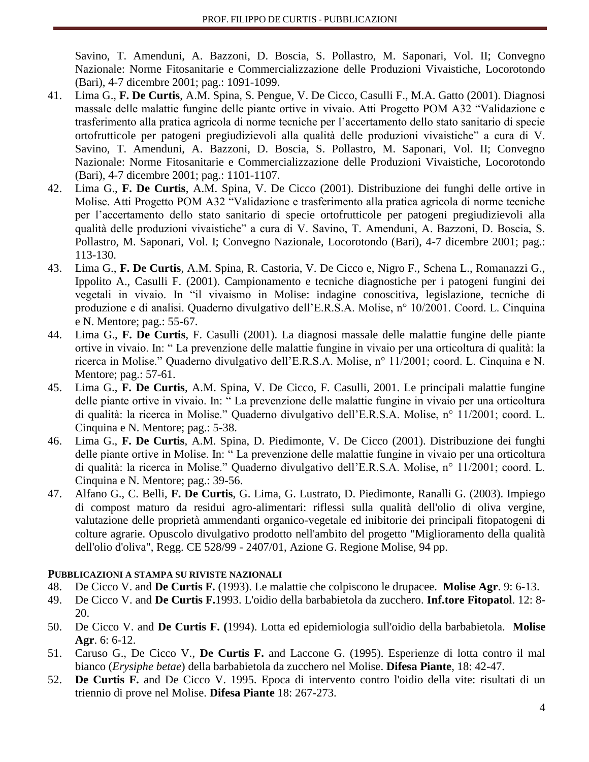Savino, T. Amenduni, A. Bazzoni, D. Boscia, S. Pollastro, M. Saponari, Vol. II; Convegno Nazionale: Norme Fitosanitarie e Commercializzazione delle Produzioni Vivaistiche, Locorotondo (Bari), 4-7 dicembre 2001; pag.: 1091-1099.

41. Lima G., **F. De Curtis**, A.M. Spina, S. Pengue, V. De Cicco, Casulli F., M.A. Gatto (2001). Diagnosi massale delle malattie fungine delle piante ortive in vivaio. Atti Progetto POM A32 "Validazione e trasferimento alla pratica agricola di norme tecniche per l'accertamento dello stato sanitario di specie ortofrutticole per patogeni pregiudizievoli alla qualità delle produzioni vivaistiche" a cura di V. Savino, T. Amenduni, A. Bazzoni, D. Boscia, S. Pollastro, M. Saponari, Vol. II; Convegno Nazionale: Norme Fitosanitarie e Commercializzazione delle Produzioni Vivaistiche, Locorotondo (Bari), 4-7 dicembre 2001; pag.: 1101-1107.
42. Lima G., **F. De Curtis**, A.M. Spina, V. De Cicco (2001). Distribuzione dei funghi delle ortive in Molise. Atti Progetto POM A32 "Validazione e trasferimento alla pratica agricola di norme tecniche per l'accertamento dello stato sanitario di specie ortofrutticole per patogeni pregiudizievoli alla qualità delle produzioni vivaistiche" a cura di V. Savino, T. Amenduni, A. Bazzoni, D. Boscia, S. Pollastro, M. Saponari, Vol. I; Convegno Nazionale, Locorotondo (Bari), 4-7 dicembre 2001; pag.: 113-130.
43. Lima G., **F. De Curtis**, A.M. Spina, R. Castoria, V. De Cicco e, Nigro F., Schena L., Romanazzi G., Ippolito A., Casulli F. (2001). Campionamento e tecniche diagnostiche per i patogeni fungini dei vegetali in vivaio. In "il vivaismo in Molise: indagine conoscitiva, legislazione, tecniche di produzione e di analisi. Quaderno divulgativo dell'E.R.S.A. Molise, n° 10/2001. Coord. L. Cinquina e N. Mentore; pag.: 55-67.
44. Lima G., **F. De Curtis**, F. Casulli (2001). La diagnosi massale delle malattie fungine delle piante ortive in vivaio. In: " La prevenzione delle malattie fungine in vivaio per una orticoltura di qualità: la ricerca in Molise." Quaderno divulgativo dell'E.R.S.A. Molise, n° 11/2001; coord. L. Cinquina e N. Mentore; pag.: 57-61.
45. Lima G., **F. De Curtis**, A.M. Spina, V. De Cicco, F. Casulli, 2001. Le principali malattie fungine delle piante ortive in vivaio. In: " La prevenzione delle malattie fungine in vivaio per una orticoltura di qualità: la ricerca in Molise." Quaderno divulgativo dell'E.R.S.A. Molise, n° 11/2001; coord. L. Cinquina e N. Mentore; pag.: 5-38.
46. Lima G., **F. De Curtis**, A.M. Spina, D. Piedimonte, V. De Cicco (2001). Distribuzione dei funghi delle piante ortive in Molise. In: " La prevenzione delle malattie fungine in vivaio per una orticoltura di qualità: la ricerca in Molise." Quaderno divulgativo dell'E.R.S.A. Molise, n° 11/2001; coord. L. Cinquina e N. Mentore; pag.: 39-56.
47. Alfano G., C. Belli, **F. De Curtis**, G. Lima, G. Lustrato, D. Piedimonte, Ranalli G. (2003). Impiego di compost maturo da residui agro-alimentari: riflessi sulla qualità dell'olio di oliva vergine, valutazione delle proprietà ammendanti organico-vegetale ed inibitorie dei principali fitopatogeni di colture agrarie. Opuscolo divulgativo prodotto nell'ambito del progetto "Miglioramento della qualità dell'olio d'oliva", Regg. CE 528/99 - 2407/01, Azione G. Regione Molise, 94 pp.

## PUBBLICAZIONI A STAMPA SU RIVISTE NAZIONALI

48. De Cicco V. and **De Curtis F.** (1993). Le malattie che colpiscono le drupacee. **Molise Agr**. 9: 6-13.
49. De Cicco V. and **De Curtis F.**1993. L'oidio della barbabietola da zucchero. **Inf.tore Fitopatol**. 12: 8-20.
50. De Cicco V. and **De Curtis F. (**1994). Lotta ed epidemiologia sull'oidio della barbabietola. **Molise Agr**. 6: 6-12.
51. Caruso G., De Cicco V., **De Curtis F.** and Laccone G. (1995). Esperienze di lotta contro il mal bianco (*Erysiphe betae*) della barbabietola da zucchero nel Molise. **Difesa Piante**, 18: 42-47.
52. **De Curtis F.** and De Cicco V. 1995. Epoca di intervento contro l'oidio della vite: risultati di un triennio di prove nel Molise. **Difesa Piante** 18: 267-273.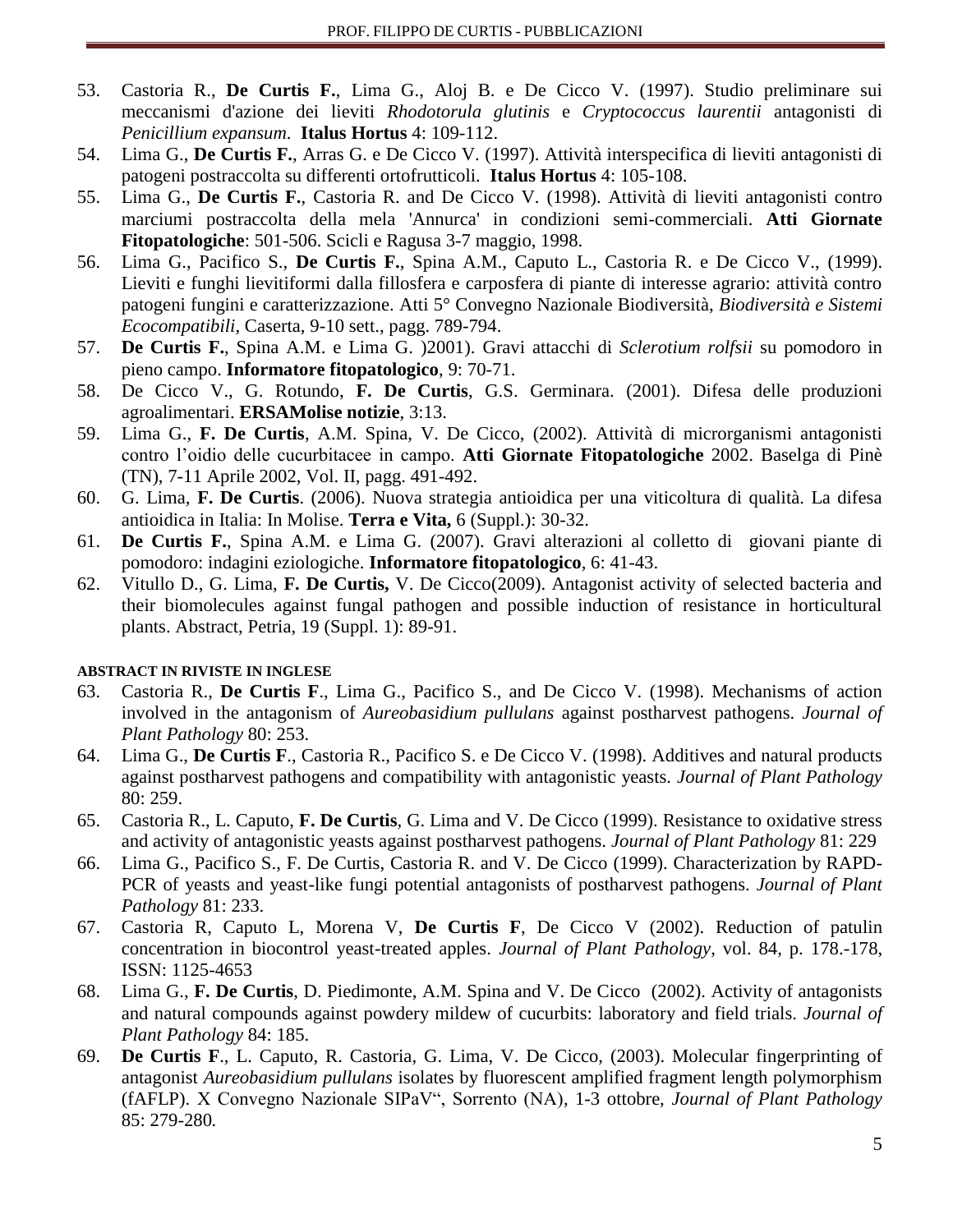53. Castoria R., **De Curtis F.**, Lima G., Aloj B. e De Cicco V. (1997). Studio preliminare sui meccanismi d'azione dei lieviti *Rhodotorula glutinis* e *Cryptococcus laurentii* antagonisti di *Penicillium expansum*. **Italus Hortus** 4: 109-112.
54. Lima G., **De Curtis F.**, Arras G. e De Cicco V. (1997). Attività interspecifica di lieviti antagonisti di patogeni postraccolta su differenti ortofrutticoli. **Italus Hortus** 4: 105-108.
55. Lima G., **De Curtis F.**, Castoria R. and De Cicco V. (1998). Attività di lieviti antagonisti contro marciumi postraccolta della mela 'Annurca' in condizioni semi-commerciali. **Atti Giornate Fitopatologiche**: 501-506. Scicli e Ragusa 3-7 maggio, 1998.
56. Lima G., Pacifico S., **De Curtis F.**, Spina A.M., Caputo L., Castoria R. e De Cicco V., (1999). Lieviti e funghi lievitiformi dalla fillosfera e carposfera di piante di interesse agrario: attività contro patogeni fungini e caratterizzazione. Atti 5° Convegno Nazionale Biodiversità, *Biodiversità e Sistemi Ecocompatibili*, Caserta, 9-10 sett., pagg. 789-794.
57. **De Curtis F.**, Spina A.M. e Lima G. )2001). Gravi attacchi di *Sclerotium rolfsii* su pomodoro in pieno campo. **Informatore fitopatologico**, 9: 70-71.
58. De Cicco V., G. Rotundo, **F. De Curtis**, G.S. Germinara. (2001). Difesa delle produzioni agroalimentari. **ERSAMolise notizie**, 3:13.
59. Lima G., **F. De Curtis**, A.M. Spina, V. De Cicco, (2002). Attività di microrganismi antagonisti contro l'oidio delle cucurbitacee in campo. **Atti Giornate Fitopatologiche** 2002. Baselga di Pinè (TN), 7-11 Aprile 2002, Vol. II, pagg. 491-492.
60. G. Lima, **F. De Curtis**. (2006). Nuova strategia antioidica per una viticoltura di qualità. La difesa antioidica in Italia: In Molise. **Terra e Vita,** 6 (Suppl.): 30-32.
61. **De Curtis F.**, Spina A.M. e Lima G. (2007). Gravi alterazioni al colletto di giovani piante di pomodoro: indagini eziologiche. **Informatore fitopatologico**, 6: 41-43.
62. Vitullo D., G. Lima, **F. De Curtis,** V. De Cicco(2009). Antagonist activity of selected bacteria and their biomolecules against fungal pathogen and possible induction of resistance in horticultural plants. Abstract, Petria, 19 (Suppl. 1): 89-91.

**ABSTRACT IN RIVISTE IN INGLESE**

63. Castoria R., **De Curtis F**., Lima G., Pacifico S., and De Cicco V. (1998). Mechanisms of action involved in the antagonism of *Aureobasidium pullulans* against postharvest pathogens. *Journal of Plant Pathology* 80: 253.
64. Lima G., **De Curtis F**., Castoria R., Pacifico S. e De Cicco V. (1998). Additives and natural products against postharvest pathogens and compatibility with antagonistic yeasts. *Journal of Plant Pathology* 80: 259.
65. Castoria R., L. Caputo, **F. De Curtis**, G. Lima and V. De Cicco (1999). Resistance to oxidative stress and activity of antagonistic yeasts against postharvest pathogens. *Journal of Plant Pathology* 81: 229
66. Lima G., Pacifico S., F. De Curtis, Castoria R. and V. De Cicco (1999). Characterization by RAPD-PCR of yeasts and yeast-like fungi potential antagonists of postharvest pathogens. *Journal of Plant Pathology* 81: 233.
67. Castoria R, Caputo L, Morena V, **De Curtis F**, De Cicco V (2002). Reduction of patulin concentration in biocontrol yeast-treated apples. *Journal of Plant Pathology*, vol. 84, p. 178.-178, ISSN: 1125-4653
68. Lima G., **F. De Curtis**, D. Piedimonte, A.M. Spina and V. De Cicco (2002). Activity of antagonists and natural compounds against powdery mildew of cucurbits: laboratory and field trials. *Journal of Plant Pathology* 84: 185.
69. **De Curtis F**., L. Caputo, R. Castoria, G. Lima, V. De Cicco, (2003). Molecular fingerprinting of antagonist *Aureobasidium pullulans* isolates by fluorescent amplified fragment length polymorphism (fAFLP). X Convegno Nazionale SIPaV", Sorrento (NA), 1-3 ottobre, *Journal of Plant Pathology* 85: 279-280.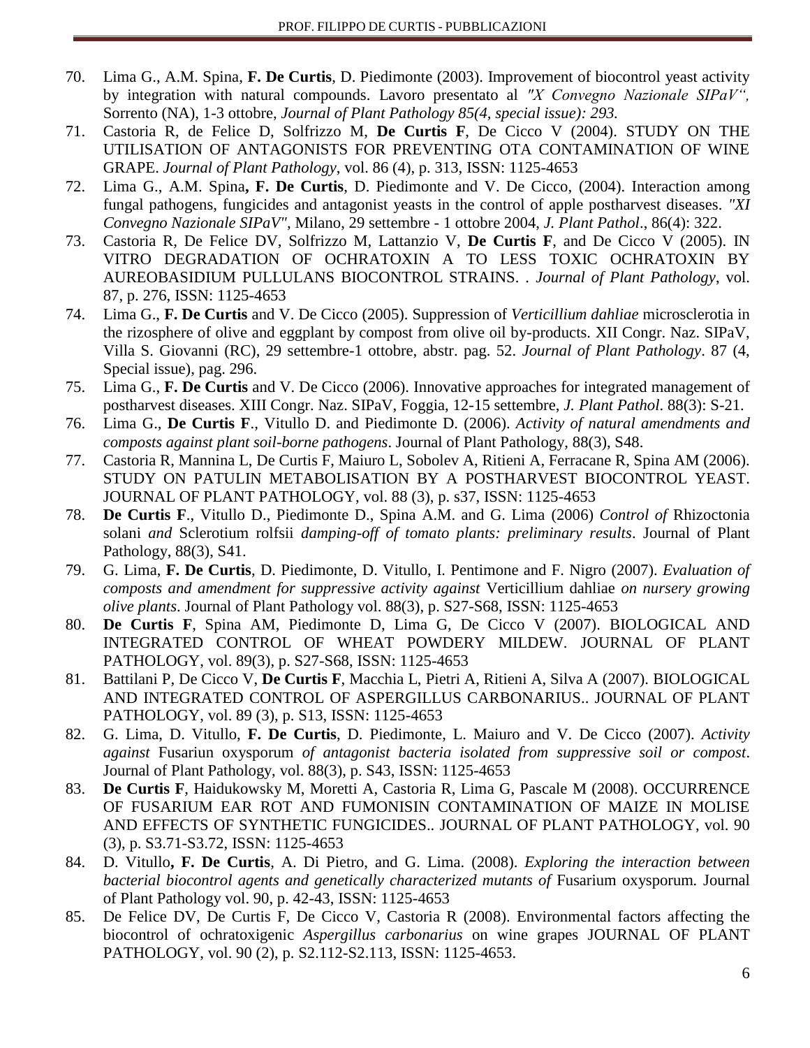70. Lima G., A.M. Spina, **F. De Curtis**, D. Piedimonte (2003). Improvement of biocontrol yeast activity by integration with natural compounds. Lavoro presentato al *"X Convegno Nazionale SIPaV",* Sorrento (NA), 1-3 ottobre, *Journal of Plant Pathology 85(4, special issue): 293.*
71. Castoria R, de Felice D, Solfrizzo M, **De Curtis F**, De Cicco V (2004). STUDY ON THE UTILISATION OF ANTAGONISTS FOR PREVENTING OTA CONTAMINATION OF WINE GRAPE. *Journal of Plant Pathology*, vol. 86 (4), p. 313, ISSN: 1125-4653
72. Lima G., A.M. Spina**, F. De Curtis**, D. Piedimonte and V. De Cicco, (2004). Interaction among fungal pathogens, fungicides and antagonist yeasts in the control of apple postharvest diseases. *"XI Convegno Nazionale SIPaV",* Milano, 29 settembre - 1 ottobre 2004, *J. Plant Pathol*., 86(4): 322.
73. Castoria R, De Felice DV, Solfrizzo M, Lattanzio V, **De Curtis F**, and De Cicco V (2005). IN VITRO DEGRADATION OF OCHRATOXIN A TO LESS TOXIC OCHRATOXIN BY AUREOBASIDIUM PULLULANS BIOCONTROL STRAINS. . *Journal of Plant Pathology*, vol. 87, p. 276, ISSN: 1125-4653
74. Lima G., **F. De Curtis** and V. De Cicco (2005). Suppression of *Verticillium dahliae* microsclerotia in the rizosphere of olive and eggplant by compost from olive oil by-products. XII Congr. Naz. SIPaV, Villa S. Giovanni (RC), 29 settembre-1 ottobre, abstr. pag. 52. *Journal of Plant Pathology*. 87 (4, Special issue), pag. 296.
75. Lima G., **F. De Curtis** and V. De Cicco (2006). Innovative approaches for integrated management of postharvest diseases. XIII Congr. Naz. SIPaV, Foggia, 12-15 settembre, *J. Plant Pathol*. 88(3): S-21.
76. Lima G., **De Curtis F**., Vitullo D. and Piedimonte D. (2006). *Activity of natural amendments and composts against plant soil-borne pathogens*. Journal of Plant Pathology, 88(3), S48.
77. Castoria R, Mannina L, De Curtis F, Maiuro L, Sobolev A, Ritieni A, Ferracane R, Spina AM (2006). STUDY ON PATULIN METABOLISATION BY A POSTHARVEST BIOCONTROL YEAST. JOURNAL OF PLANT PATHOLOGY, vol. 88 (3), p. s37, ISSN: 1125-4653
78. **De Curtis F**., Vitullo D., Piedimonte D., Spina A.M. and G. Lima (2006) *Control of* Rhizoctonia solani *and* Sclerotium rolfsii *damping-off of tomato plants: preliminary results*. Journal of Plant Pathology, 88(3), S41.
79. G. Lima, **F. De Curtis**, D. Piedimonte, D. Vitullo, I. Pentimone and F. Nigro (2007). *Evaluation of composts and amendment for suppressive activity against* Verticillium dahliae *on nursery growing olive plants*. Journal of Plant Pathology vol. 88(3), p. S27-S68, ISSN: 1125-4653
80. **De Curtis F**, Spina AM, Piedimonte D, Lima G, De Cicco V (2007). BIOLOGICAL AND INTEGRATED CONTROL OF WHEAT POWDERY MILDEW. JOURNAL OF PLANT PATHOLOGY, vol. 89(3), p. S27-S68, ISSN: 1125-4653
81. Battilani P, De Cicco V, **De Curtis F**, Macchia L, Pietri A, Ritieni A, Silva A (2007). BIOLOGICAL AND INTEGRATED CONTROL OF ASPERGILLUS CARBONARIUS.. JOURNAL OF PLANT PATHOLOGY, vol. 89 (3), p. S13, ISSN: 1125-4653
82. G. Lima, D. Vitullo, **F. De Curtis**, D. Piedimonte, L. Maiuro and V. De Cicco (2007). *Activity against* Fusariun oxysporum *of antagonist bacteria isolated from suppressive soil or compost*. Journal of Plant Pathology, vol. 88(3), p. S43, ISSN: 1125-4653
83. **De Curtis F**, Haidukowsky M, Moretti A, Castoria R, Lima G, Pascale M (2008). OCCURRENCE OF FUSARIUM EAR ROT AND FUMONISIN CONTAMINATION OF MAIZE IN MOLISE AND EFFECTS OF SYNTHETIC FUNGICIDES.. JOURNAL OF PLANT PATHOLOGY, vol. 90 (3), p. S3.71-S3.72, ISSN: 1125-4653
84. D. Vitullo**, F. De Curtis**, A. Di Pietro, and G. Lima. (2008). *Exploring the interaction between bacterial biocontrol agents and genetically characterized mutants of* Fusarium oxysporum. Journal of Plant Pathology vol. 90, p. 42-43, ISSN: 1125-4653
85. De Felice DV, De Curtis F, De Cicco V, Castoria R (2008). Environmental factors affecting the biocontrol of ochratoxigenic *Aspergillus carbonarius* on wine grapes JOURNAL OF PLANT PATHOLOGY, vol. 90 (2), p. S2.112-S2.113, ISSN: 1125-4653.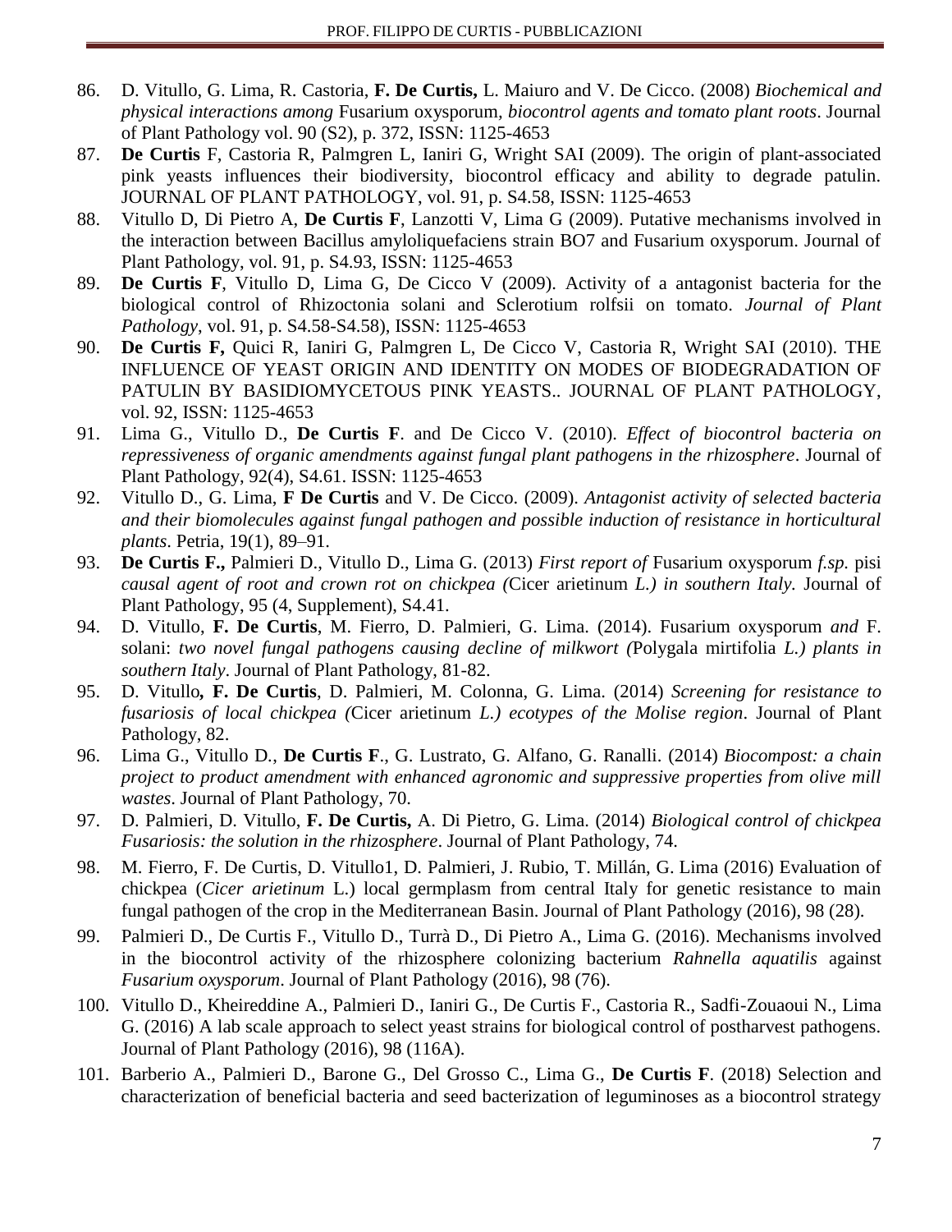86. D. Vitullo, G. Lima, R. Castoria, **F. De Curtis,** L. Maiuro and V. De Cicco. (2008) *Biochemical and physical interactions among* Fusarium oxysporum*, biocontrol agents and tomato plant roots*. Journal of Plant Pathology vol. 90 (S2), p. 372, ISSN: 1125-4653
87. **De Curtis** F, Castoria R, Palmgren L, Ianiri G, Wright SAI (2009). The origin of plant-associated pink yeasts influences their biodiversity, biocontrol efficacy and ability to degrade patulin. JOURNAL OF PLANT PATHOLOGY, vol. 91, p. S4.58, ISSN: 1125-4653
88. Vitullo D, Di Pietro A, **De Curtis F**, Lanzotti V, Lima G (2009). Putative mechanisms involved in the interaction between Bacillus amyloliquefaciens strain BO7 and Fusarium oxysporum. Journal of Plant Pathology, vol. 91, p. S4.93, ISSN: 1125-4653
89. **De Curtis F**, Vitullo D, Lima G, De Cicco V (2009). Activity of a antagonist bacteria for the biological control of Rhizoctonia solani and Sclerotium rolfsii on tomato. *Journal of Plant Pathology*, vol. 91, p. S4.58-S4.58), ISSN: 1125-4653
90. **De Curtis F,** Quici R, Ianiri G, Palmgren L, De Cicco V, Castoria R, Wright SAI (2010). THE INFLUENCE OF YEAST ORIGIN AND IDENTITY ON MODES OF BIODEGRADATION OF PATULIN BY BASIDIOMYCETOUS PINK YEASTS.. JOURNAL OF PLANT PATHOLOGY, vol. 92, ISSN: 1125-4653
91. Lima G., Vitullo D., **De Curtis F**. and De Cicco V. (2010). *Effect of biocontrol bacteria on repressiveness of organic amendments against fungal plant pathogens in the rhizosphere*. Journal of Plant Pathology, 92(4), S4.61. ISSN: 1125-4653
92. Vitullo D., G. Lima, **F De Curtis** and V. De Cicco. (2009). *Antagonist activity of selected bacteria and their biomolecules against fungal pathogen and possible induction of resistance in horticultural plants*. Petria, 19(1), 89–91.
93. **De Curtis F.,** Palmieri D., Vitullo D., Lima G. (2013) *First report of* Fusarium oxysporum *f.sp.* pisi *causal agent of root and crown rot on chickpea (*Cicer arietinum *L.) in southern Italy.* Journal of Plant Pathology, 95 (4, Supplement), S4.41.
94. D. Vitullo, **F. De Curtis**, M. Fierro, D. Palmieri, G. Lima. (2014). Fusarium oxysporum *and* F. solani: *two novel fungal pathogens causing decline of milkwort (*Polygala mirtifolia *L.) plants in southern Italy*. Journal of Plant Pathology, 81-82.
95. D. Vitullo**, F. De Curtis**, D. Palmieri, M. Colonna, G. Lima. (2014) *Screening for resistance to fusariosis of local chickpea (*Cicer arietinum *L.) ecotypes of the Molise region*. Journal of Plant Pathology, 82.
96. Lima G., Vitullo D., **De Curtis F**., G. Lustrato, G. Alfano, G. Ranalli. (2014) *Biocompost: a chain project to product amendment with enhanced agronomic and suppressive properties from olive mill wastes*. Journal of Plant Pathology, 70.
97. D. Palmieri, D. Vitullo, **F. De Curtis,** A. Di Pietro, G. Lima. (2014) *Biological control of chickpea Fusariosis: the solution in the rhizosphere*. Journal of Plant Pathology, 74.
98. M. Fierro, F. De Curtis, D. Vitullo1, D. Palmieri, J. Rubio, T. Millán, G. Lima (2016) Evaluation of chickpea (*Cicer arietinum* L.) local germplasm from central Italy for genetic resistance to main fungal pathogen of the crop in the Mediterranean Basin. Journal of Plant Pathology (2016), 98 (28).
99. Palmieri D., De Curtis F., Vitullo D., Turrà D., Di Pietro A., Lima G. (2016). Mechanisms involved in the biocontrol activity of the rhizosphere colonizing bacterium *Rahnella aquatilis* against *Fusarium oxysporum*. Journal of Plant Pathology (2016), 98 (76).
100. Vitullo D., Kheireddine A., Palmieri D., Ianiri G., De Curtis F., Castoria R., Sadfi-Zouaoui N., Lima G. (2016) A lab scale approach to select yeast strains for biological control of postharvest pathogens. Journal of Plant Pathology (2016), 98 (116A).
101. Barberio A., Palmieri D., Barone G., Del Grosso C., Lima G., **De Curtis F**. (2018) Selection and characterization of beneficial bacteria and seed bacterization of leguminoses as a biocontrol strategy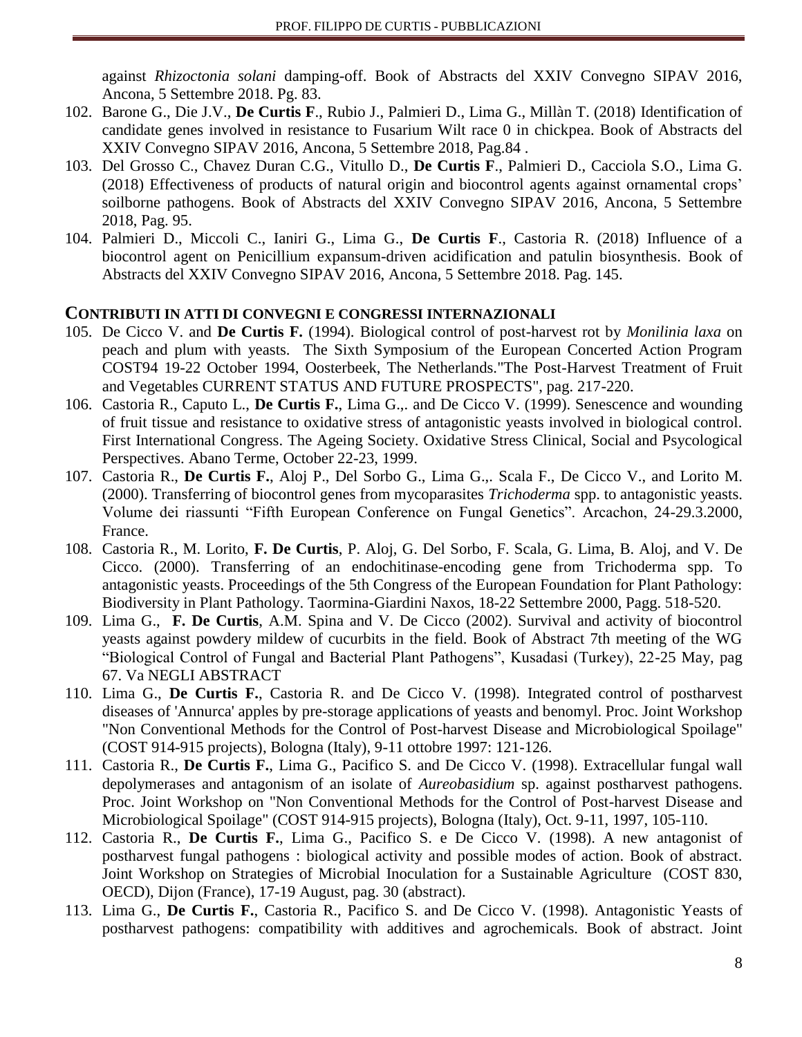against *Rhizoctonia solani* damping-off. Book of Abstracts del XXIV Convegno SIPAV 2016, Ancona, 5 Settembre 2018. Pg. 83.

102. Barone G., Die J.V., **De Curtis F**., Rubio J., Palmieri D., Lima G., Millàn T. (2018) Identification of candidate genes involved in resistance to Fusarium Wilt race 0 in chickpea. Book of Abstracts del XXIV Convegno SIPAV 2016, Ancona, 5 Settembre 2018, Pag.84 .
103. Del Grosso C., Chavez Duran C.G., Vitullo D., **De Curtis F**., Palmieri D., Cacciola S.O., Lima G. (2018) Effectiveness of products of natural origin and biocontrol agents against ornamental crops' soilborne pathogens. Book of Abstracts del XXIV Convegno SIPAV 2016, Ancona, 5 Settembre 2018, Pag. 95.
104. Palmieri D., Miccoli C., Ianiri G., Lima G., **De Curtis F**., Castoria R. (2018) Influence of a biocontrol agent on Penicillium expansum-driven acidification and patulin biosynthesis. Book of Abstracts del XXIV Convegno SIPAV 2016, Ancona, 5 Settembre 2018. Pag. 145.

## CONTRIBUTI IN ATTI DI CONVEGNI E CONGRESSI INTERNAZIONALI

105. De Cicco V. and **De Curtis F.** (1994). Biological control of post-harvest rot by *Monilinia laxa* on peach and plum with yeasts. The Sixth Symposium of the European Concerted Action Program COST94 19-22 October 1994, Oosterbeek, The Netherlands."The Post-Harvest Treatment of Fruit and Vegetables CURRENT STATUS AND FUTURE PROSPECTS", pag. 217-220.
106. Castoria R., Caputo L., **De Curtis F.**, Lima G.,. and De Cicco V. (1999). Senescence and wounding of fruit tissue and resistance to oxidative stress of antagonistic yeasts involved in biological control. First International Congress. The Ageing Society. Oxidative Stress Clinical, Social and Psycological Perspectives. Abano Terme, October 22-23, 1999.
107. Castoria R., **De Curtis F.**, Aloj P., Del Sorbo G., Lima G.,. Scala F., De Cicco V., and Lorito M. (2000). Transferring of biocontrol genes from mycoparasites *Trichoderma* spp. to antagonistic yeasts. Volume dei riassunti "Fifth European Conference on Fungal Genetics". Arcachon, 24-29.3.2000, France.
108. Castoria R., M. Lorito, **F. De Curtis**, P. Aloj, G. Del Sorbo, F. Scala, G. Lima, B. Aloj, and V. De Cicco. (2000). Transferring of an endochitinase-encoding gene from Trichoderma spp. To antagonistic yeasts. Proceedings of the 5th Congress of the European Foundation for Plant Pathology: Biodiversity in Plant Pathology. Taormina-Giardini Naxos, 18-22 Settembre 2000, Pagg. 518-520.
109. Lima G., **F. De Curtis**, A.M. Spina and V. De Cicco (2002). Survival and activity of biocontrol yeasts against powdery mildew of cucurbits in the field. Book of Abstract 7th meeting of the WG "Biological Control of Fungal and Bacterial Plant Pathogens", Kusadasi (Turkey), 22-25 May, pag 67. Va NEGLI ABSTRACT
110. Lima G., **De Curtis F.**, Castoria R. and De Cicco V. (1998). Integrated control of postharvest diseases of 'Annurca' apples by pre-storage applications of yeasts and benomyl. Proc. Joint Workshop "Non Conventional Methods for the Control of Post-harvest Disease and Microbiological Spoilage" (COST 914-915 projects), Bologna (Italy), 9-11 ottobre 1997: 121-126.
111. Castoria R., **De Curtis F.**, Lima G., Pacifico S. and De Cicco V. (1998). Extracellular fungal wall depolymerases and antagonism of an isolate of *Aureobasidium* sp. against postharvest pathogens. Proc. Joint Workshop on "Non Conventional Methods for the Control of Post-harvest Disease and Microbiological Spoilage" (COST 914-915 projects), Bologna (Italy), Oct. 9-11, 1997, 105-110.
112. Castoria R., **De Curtis F.**, Lima G., Pacifico S. e De Cicco V. (1998). A new antagonist of postharvest fungal pathogens : biological activity and possible modes of action. Book of abstract. Joint Workshop on Strategies of Microbial Inoculation for a Sustainable Agriculture (COST 830, OECD), Dijon (France), 17-19 August, pag. 30 (abstract).
113. Lima G., **De Curtis F.**, Castoria R., Pacifico S. and De Cicco V. (1998). Antagonistic Yeasts of postharvest pathogens: compatibility with additives and agrochemicals. Book of abstract. Joint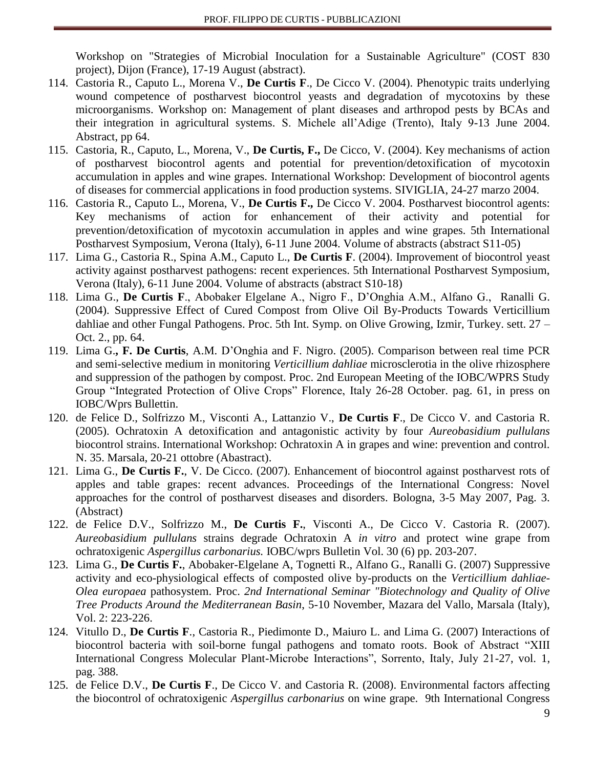Workshop on "Strategies of Microbial Inoculation for a Sustainable Agriculture" (COST 830 project), Dijon (France), 17-19 August (abstract).

114. Castoria R., Caputo L., Morena V., **De Curtis F**., De Cicco V. (2004). Phenotypic traits underlying wound competence of postharvest biocontrol yeasts and degradation of mycotoxins by these microorganisms. Workshop on: Management of plant diseases and arthropod pests by BCAs and their integration in agricultural systems. S. Michele all'Adige (Trento), Italy 9-13 June 2004. Abstract, pp 64.
115. Castoria, R., Caputo, L., Morena, V., **De Curtis, F.,** De Cicco, V. (2004). Key mechanisms of action of postharvest biocontrol agents and potential for prevention/detoxification of mycotoxin accumulation in apples and wine grapes. International Workshop: Development of biocontrol agents of diseases for commercial applications in food production systems. SIVIGLIA, 24-27 marzo 2004.
116. Castoria R., Caputo L., Morena, V., **De Curtis F.,** De Cicco V. 2004. Postharvest biocontrol agents: Key mechanisms of action for enhancement of their activity and potential for prevention/detoxification of mycotoxin accumulation in apples and wine grapes. 5th International Postharvest Symposium, Verona (Italy), 6-11 June 2004. Volume of abstracts (abstract S11-05)
117. Lima G., Castoria R., Spina A.M., Caputo L., **De Curtis F**. (2004). Improvement of biocontrol yeast activity against postharvest pathogens: recent experiences. 5th International Postharvest Symposium, Verona (Italy), 6-11 June 2004. Volume of abstracts (abstract S10-18)
118. Lima G., **De Curtis F**., Abobaker Elgelane A., Nigro F., D'Onghia A.M., Alfano G., Ranalli G. (2004). Suppressive Effect of Cured Compost from Olive Oil By-Products Towards Verticillium dahliae and other Fungal Pathogens. Proc. 5th Int. Symp. on Olive Growing, Izmir, Turkey. sett. 27 – Oct. 2., pp. 64.
119. Lima G.**, F. De Curtis**, A.M. D'Onghia and F. Nigro. (2005). Comparison between real time PCR and semi-selective medium in monitoring *Verticillium dahliae* microsclerotia in the olive rhizosphere and suppression of the pathogen by compost. Proc. 2nd European Meeting of the IOBC/WPRS Study Group "Integrated Protection of Olive Crops" Florence, Italy 26-28 October. pag. 61, in press on IOBC/Wprs Bullettin.
120. de Felice D., Solfrizzo M., Visconti A., Lattanzio V., **De Curtis F**., De Cicco V. and Castoria R. (2005). Ochratoxin A detoxification and antagonistic activity by four *Aureobasidium pullulans* biocontrol strains. International Workshop: Ochratoxin A in grapes and wine: prevention and control. N. 35. Marsala, 20-21 ottobre (Abastract).
121. Lima G., **De Curtis F.**, V. De Cicco. (2007). Enhancement of biocontrol against postharvest rots of apples and table grapes: recent advances. Proceedings of the International Congress: Novel approaches for the control of postharvest diseases and disorders. Bologna, 3-5 May 2007, Pag. 3. (Abstract)
122. de Felice D.V., Solfrizzo M., **De Curtis F.**, Visconti A., De Cicco V. Castoria R. (2007). *Aureobasidium pullulans* strains degrade Ochratoxin A *in vitro* and protect wine grape from ochratoxigenic *Aspergillus carbonarius.* IOBC/wprs Bulletin Vol. 30 (6) pp. 203-207.
123. Lima G., **De Curtis F.**, Abobaker-Elgelane A, Tognetti R., Alfano G., Ranalli G. (2007) Suppressive activity and eco-physiological effects of composted olive by-products on the *Verticillium dahliae-Olea europaea* pathosystem. Proc. *2nd International Seminar "Biotechnology and Quality of Olive Tree Products Around the Mediterranean Basin*, 5-10 November, Mazara del Vallo, Marsala (Italy), Vol. 2: 223-226.
124. Vitullo D., **De Curtis F**., Castoria R., Piedimonte D., Maiuro L. and Lima G. (2007) Interactions of biocontrol bacteria with soil-borne fungal pathogens and tomato roots. Book of Abstract "XIII International Congress Molecular Plant-Microbe Interactions", Sorrento, Italy, July 21-27, vol. 1, pag. 388.
125. de Felice D.V., **De Curtis F**., De Cicco V. and Castoria R. (2008). Environmental factors affecting the biocontrol of ochratoxigenic *Aspergillus carbonarius* on wine grape. 9th International Congress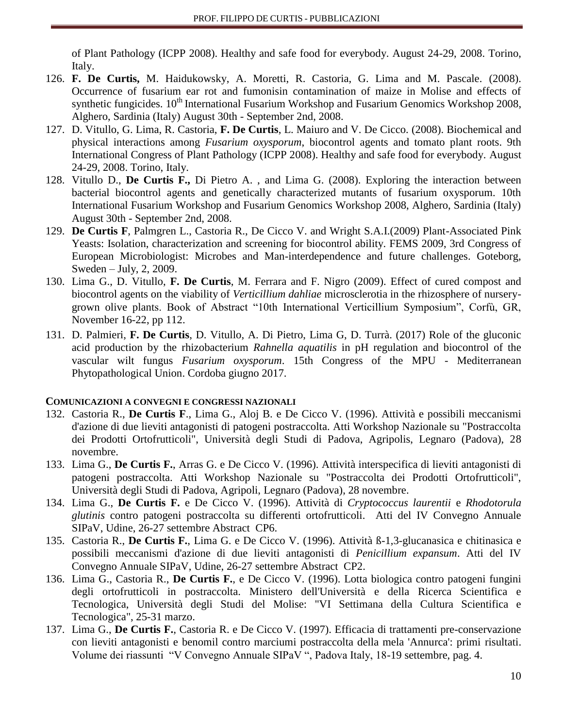of Plant Pathology (ICPP 2008). Healthy and safe food for everybody. August 24-29, 2008. Torino, Italy.

126. **F. De Curtis,** M. Haidukowsky, A. Moretti, R. Castoria, G. Lima and M. Pascale. (2008). Occurrence of fusarium ear rot and fumonisin contamination of maize in Molise and effects of synthetic fungicides. 10th International Fusarium Workshop and Fusarium Genomics Workshop 2008, Alghero, Sardinia (Italy) August 30th - September 2nd, 2008.
127. D. Vitullo, G. Lima, R. Castoria, **F. De Curtis**, L. Maiuro and V. De Cicco. (2008). Biochemical and physical interactions among *Fusarium oxysporum*, biocontrol agents and tomato plant roots. 9th International Congress of Plant Pathology (ICPP 2008). Healthy and safe food for everybody. August 24-29, 2008. Torino, Italy.
128. Vitullo D., **De Curtis F.,** Di Pietro A. , and Lima G. (2008). Exploring the interaction between bacterial biocontrol agents and genetically characterized mutants of fusarium oxysporum. 10th International Fusarium Workshop and Fusarium Genomics Workshop 2008, Alghero, Sardinia (Italy) August 30th - September 2nd, 2008.
129. **De Curtis F**, Palmgren L., Castoria R., De Cicco V. and Wright S.A.I.(2009) Plant-Associated Pink Yeasts: Isolation, characterization and screening for biocontrol ability. FEMS 2009, 3rd Congress of European Microbiologist: Microbes and Man-interdependence and future challenges. Goteborg, Sweden – July, 2, 2009.
130. Lima G., D. Vitullo, **F. De Curtis**, M. Ferrara and F. Nigro (2009). Effect of cured compost and biocontrol agents on the viability of *Verticillium dahliae* microsclerotia in the rhizosphere of nursery-grown olive plants. Book of Abstract "10th International Verticillium Symposium", Corfù, GR, November 16-22, pp 112.
131. D. Palmieri, **F. De Curtis**, D. Vitullo, A. Di Pietro, Lima G, D. Turrà. (2017) Role of the gluconic acid production by the rhizobacterium *Rahnella aquatilis* in pH regulation and biocontrol of the vascular wilt fungus *Fusarium oxysporum*. 15th Congress of the MPU - Mediterranean Phytopathological Union. Cordoba giugno 2017.

### COMUNICAZIONI A CONVEGNI E CONGRESSI NAZIONALI

132. Castoria R., **De Curtis F**., Lima G., Aloj B. e De Cicco V. (1996). Attività e possibili meccanismi d'azione di due lieviti antagonisti di patogeni postraccolta. Atti Workshop Nazionale su "Postraccolta dei Prodotti Ortofrutticoli", Università degli Studi di Padova, Agripolis, Legnaro (Padova), 28 novembre.
133. Lima G., **De Curtis F.**, Arras G. e De Cicco V. (1996). Attività interspecifica di lieviti antagonisti di patogeni postraccolta. Atti Workshop Nazionale su "Postraccolta dei Prodotti Ortofrutticoli", Università degli Studi di Padova, Agripoli, Legnaro (Padova), 28 novembre.
134. Lima G., **De Curtis F.** e De Cicco V. (1996). Attività di *Cryptococcus laurentii* e *Rhodotorula glutinis* contro patogeni postraccolta su differenti ortofrutticoli. Atti del IV Convegno Annuale SIPaV, Udine, 26-27 settembre Abstract CP6.
135. Castoria R., **De Curtis F.**, Lima G. e De Cicco V. (1996). Attività ß-1,3-glucanasica e chitinasica e possibili meccanismi d'azione di due lieviti antagonisti di *Penicillium expansum*. Atti del IV Convegno Annuale SIPaV, Udine, 26-27 settembre Abstract CP2.
136. Lima G., Castoria R., **De Curtis F.**, e De Cicco V. (1996). Lotta biologica contro patogeni fungini degli ortofrutticoli in postraccolta. Ministero dell'Università e della Ricerca Scientifica e Tecnologica, Università degli Studi del Molise: "VI Settimana della Cultura Scientifica e Tecnologica", 25-31 marzo.
137. Lima G., **De Curtis F.**, Castoria R. e De Cicco V. (1997). Efficacia di trattamenti pre-conservazione con lieviti antagonisti e benomil contro marciumi postraccolta della mela 'Annurca': primi risultati. Volume dei riassunti "V Convegno Annuale SIPaV ", Padova Italy, 18-19 settembre, pag. 4.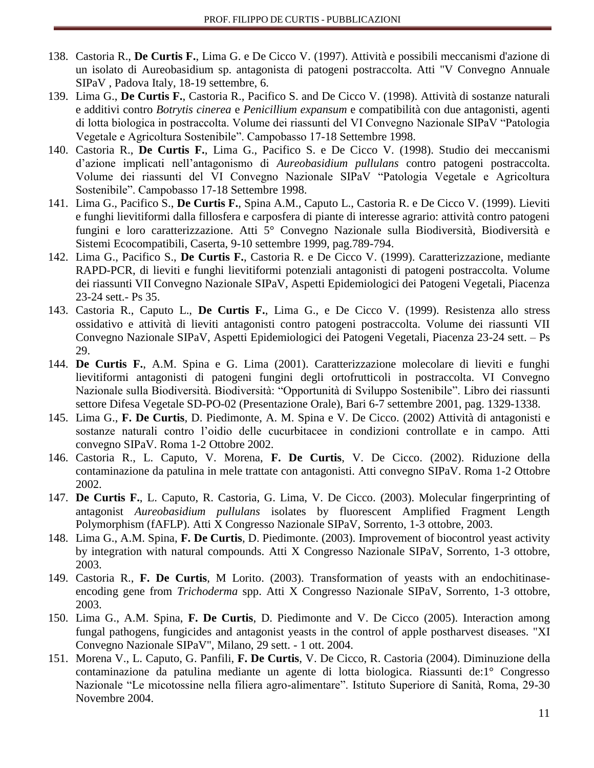138. Castoria R., **De Curtis F.**, Lima G. e De Cicco V. (1997). Attività e possibili meccanismi d'azione di un isolato di Aureobasidium sp. antagonista di patogeni postraccolta. Atti "V Convegno Annuale SIPaV , Padova Italy, 18-19 settembre, 6.
139. Lima G., **De Curtis F.**, Castoria R., Pacifico S. and De Cicco V. (1998). Attività di sostanze naturali e additivi contro *Botrytis cinerea* e *Penicillium expansum* e compatibilità con due antagonisti, agenti di lotta biologica in postraccolta. Volume dei riassunti del VI Convegno Nazionale SIPaV "Patologia Vegetale e Agricoltura Sostenibile". Campobasso 17-18 Settembre 1998.
140. Castoria R., **De Curtis F.**, Lima G., Pacifico S. e De Cicco V. (1998). Studio dei meccanismi d'azione implicati nell'antagonismo di *Aureobasidium pullulans* contro patogeni postraccolta. Volume dei riassunti del VI Convegno Nazionale SIPaV "Patologia Vegetale e Agricoltura Sostenibile". Campobasso 17-18 Settembre 1998.
141. Lima G., Pacifico S., **De Curtis F.**, Spina A.M., Caputo L., Castoria R. e De Cicco V. (1999). Lieviti e funghi lievitiformi dalla fillosfera e carposfera di piante di interesse agrario: attività contro patogeni fungini e loro caratterizzazione. Atti 5° Convegno Nazionale sulla Biodiversità, Biodiversità e Sistemi Ecocompatibili, Caserta, 9-10 settembre 1999, pag.789-794.
142. Lima G., Pacifico S., **De Curtis F.**, Castoria R. e De Cicco V. (1999). Caratterizzazione, mediante RAPD-PCR, di lieviti e funghi lievitiformi potenziali antagonisti di patogeni postraccolta. Volume dei riassunti VII Convegno Nazionale SIPaV, Aspetti Epidemiologici dei Patogeni Vegetali, Piacenza 23-24 sett.- Ps 35.
143. Castoria R., Caputo L., **De Curtis F.**, Lima G., e De Cicco V. (1999). Resistenza allo stress ossidativo e attività di lieviti antagonisti contro patogeni postraccolta. Volume dei riassunti VII Convegno Nazionale SIPaV, Aspetti Epidemiologici dei Patogeni Vegetali, Piacenza 23-24 sett. – Ps 29.
144. **De Curtis F.**, A.M. Spina e G. Lima (2001). Caratterizzazione molecolare di lieviti e funghi lievitiformi antagonisti di patogeni fungini degli ortofrutticoli in postraccolta. VI Convegno Nazionale sulla Biodiversità. Biodiversità: "Opportunità di Sviluppo Sostenibile". Libro dei riassunti settore Difesa Vegetale SD-PO-02 (Presentazione Orale), Bari 6-7 settembre 2001, pag. 1329-1338.
145. Lima G., **F. De Curtis**, D. Piedimonte, A. M. Spina e V. De Cicco. (2002) Attività di antagonisti e sostanze naturali contro l'oidio delle cucurbitacee in condizioni controllate e in campo. Atti convegno SIPaV. Roma 1-2 Ottobre 2002.
146. Castoria R., L. Caputo, V. Morena, **F. De Curtis**, V. De Cicco. (2002). Riduzione della contaminazione da patulina in mele trattate con antagonisti. Atti convegno SIPaV. Roma 1-2 Ottobre 2002.
147. **De Curtis F.**, L. Caputo, R. Castoria, G. Lima, V. De Cicco. (2003). Molecular fingerprinting of antagonist *Aureobasidium pullulans* isolates by fluorescent Amplified Fragment Length Polymorphism (fAFLP). Atti X Congresso Nazionale SIPaV, Sorrento, 1-3 ottobre, 2003.
148. Lima G., A.M. Spina, **F. De Curtis**, D. Piedimonte. (2003). Improvement of biocontrol yeast activity by integration with natural compounds. Atti X Congresso Nazionale SIPaV, Sorrento, 1-3 ottobre, 2003.
149. Castoria R., **F. De Curtis**, M Lorito. (2003). Transformation of yeasts with an endochitinase-encoding gene from *Trichoderma* spp. Atti X Congresso Nazionale SIPaV, Sorrento, 1-3 ottobre, 2003.
150. Lima G., A.M. Spina, **F. De Curtis**, D. Piedimonte and V. De Cicco (2005). Interaction among fungal pathogens, fungicides and antagonist yeasts in the control of apple postharvest diseases. "XI Convegno Nazionale SIPaV", Milano, 29 sett. - 1 ott. 2004.
151. Morena V., L. Caputo, G. Panfili, **F. De Curtis**, V. De Cicco, R. Castoria (2004). Diminuzione della contaminazione da patulina mediante un agente di lotta biologica. Riassunti de:1° Congresso Nazionale "Le micotossine nella filiera agro-alimentare". Istituto Superiore di Sanità, Roma, 29-30 Novembre 2004.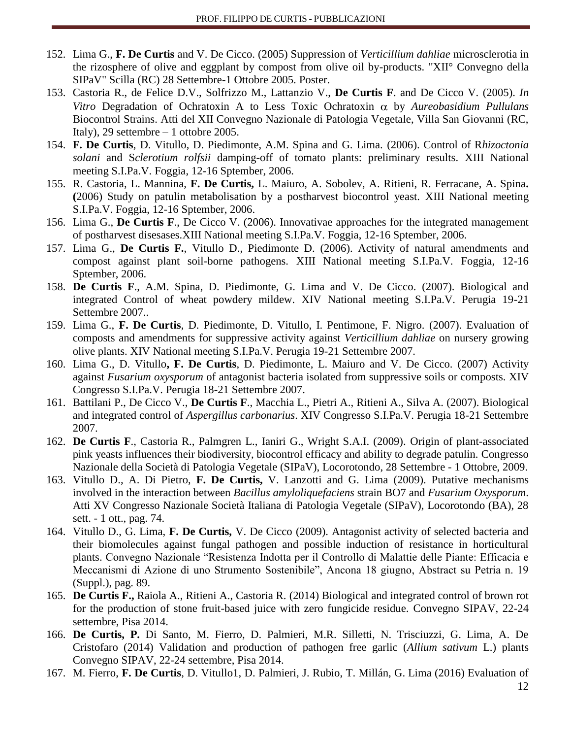152. Lima G., **F. De Curtis** and V. De Cicco. (2005) Suppression of *Verticillium dahliae* microsclerotia in the rizosphere of olive and eggplant by compost from olive oil by-products. "XII° Convegno della SIPaV" Scilla (RC) 28 Settembre-1 Ottobre 2005. Poster.
153. Castoria R., de Felice D.V., Solfrizzo M., Lattanzio V., **De Curtis F**. and De Cicco V. (2005). *In Vitro* Degradation of Ochratoxin A to Less Toxic Ochratoxin $\alpha$ by *Aureobasidium Pullulans* Biocontrol Strains. Atti del XII Convegno Nazionale di Patologia Vegetale, Villa San Giovanni (RC, Italy), 29 settembre – 1 ottobre 2005.
154. **F. De Curtis**, D. Vitullo, D. Piedimonte, A.M. Spina and G. Lima. (2006). Control of R*hizoctonia solani* and S*clerotium rolfsii* damping-off of tomato plants: preliminary results. XIII National meeting S.I.Pa.V. Foggia, 12-16 Sptember, 2006.
155. R. Castoria, L. Mannina, **F. De Curtis,** L. Maiuro, A. Sobolev, A. Ritieni, R. Ferracane, A. Spina**. (**2006) Study on patulin metabolisation by a postharvest biocontrol yeast. XIII National meeting S.I.Pa.V. Foggia, 12-16 Sptember, 2006.
156. Lima G., **De Curtis F**., De Cicco V. (2006). Innovativae approaches for the integrated management of postharvest disesases.XIII National meeting S.I.Pa.V. Foggia, 12-16 Sptember, 2006.
157. Lima G., **De Curtis F.**, Vitullo D., Piedimonte D. (2006). Activity of natural amendments and compost against plant soil-borne pathogens. XIII National meeting S.I.Pa.V. Foggia, 12-16 Sptember, 2006.
158. **De Curtis F**., A.M. Spina, D. Piedimonte, G. Lima and V. De Cicco. (2007). Biological and integrated Control of wheat powdery mildew. XIV National meeting S.I.Pa.V. Perugia 19-21 Settembre 2007..
159. Lima G., **F. De Curtis**, D. Piedimonte, D. Vitullo, I. Pentimone, F. Nigro. (2007). Evaluation of composts and amendments for suppressive activity against *Verticillium dahliae* on nursery growing olive plants. XIV National meeting S.I.Pa.V. Perugia 19-21 Settembre 2007.
160. Lima G., D. Vitullo**, F. De Curtis**, D. Piedimonte, L. Maiuro and V. De Cicco. (2007) Activity against *Fusarium oxysporum* of antagonist bacteria isolated from suppressive soils or composts. XIV Congresso S.I.Pa.V. Perugia 18-21 Settembre 2007.
161. Battilani P., De Cicco V., **De Curtis F**., Macchia L., Pietri A., Ritieni A., Silva A. (2007). Biological and integrated control of *Aspergillus carbonarius*. XIV Congresso S.I.Pa.V. Perugia 18-21 Settembre 2007.
162. **De Curtis F**., Castoria R., Palmgren L., Ianiri G., Wright S.A.I. (2009). Origin of plant-associated pink yeasts influences their biodiversity, biocontrol efficacy and ability to degrade patulin. Congresso Nazionale della Società di Patologia Vegetale (SIPaV), Locorotondo, 28 Settembre - 1 Ottobre, 2009.
163. Vitullo D., A. Di Pietro, **F. De Curtis,** V. Lanzotti and G. Lima (2009). Putative mechanisms involved in the interaction between *Bacillus amyloliquefaciens* strain BO7 and *Fusarium Oxysporum*. Atti XV Congresso Nazionale Società Italiana di Patologia Vegetale (SIPaV), Locorotondo (BA), 28 sett. - 1 ott., pag. 74.
164. Vitullo D., G. Lima, **F. De Curtis,** V. De Cicco (2009). Antagonist activity of selected bacteria and their biomolecules against fungal pathogen and possible induction of resistance in horticultural plants. Convegno Nazionale "Resistenza Indotta per il Controllo di Malattie delle Piante: Efficacia e Meccanismi di Azione di uno Strumento Sostenibile", Ancona 18 giugno, Abstract su Petria n. 19 (Suppl.), pag. 89.
165. **De Curtis F.,** Raiola A., Ritieni A., Castoria R. (2014) Biological and integrated control of brown rot for the production of stone fruit-based juice with zero fungicide residue. Convegno SIPAV, 22-24 settembre, Pisa 2014.
166. **De Curtis, P.** Di Santo, M. Fierro, D. Palmieri, M.R. Silletti, N. Trisciuzzi, G. Lima, A. De Cristofaro (2014) Validation and production of pathogen free garlic (*Allium sativum* L.) plants Convegno SIPAV, 22-24 settembre, Pisa 2014.
167. M. Fierro, **F. De Curtis**, D. Vitullo1, D. Palmieri, J. Rubio, T. Millán, G. Lima (2016) Evaluation of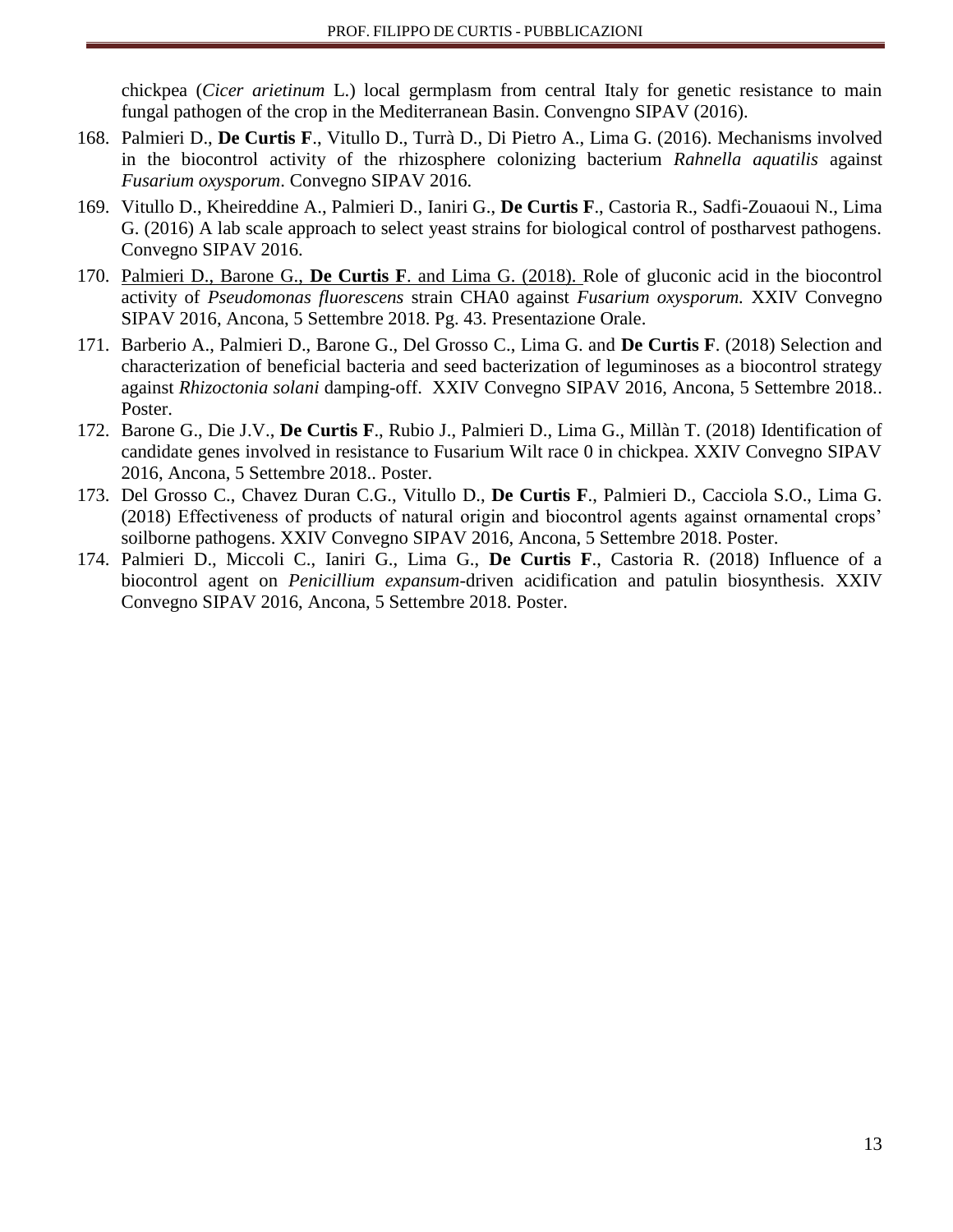chickpea (*Cicer arietinum* L.) local germplasm from central Italy for genetic resistance to main fungal pathogen of the crop in the Mediterranean Basin. Convengno SIPAV (2016).

168. Palmieri D., **De Curtis F**., Vitullo D., Turrà D., Di Pietro A., Lima G. (2016). Mechanisms involved in the biocontrol activity of the rhizosphere colonizing bacterium *Rahnella aquatilis* against *Fusarium oxysporum*. Convegno SIPAV 2016.
169. Vitullo D., Kheireddine A., Palmieri D., Ianiri G., **De Curtis F**., Castoria R., Sadfi-Zouaoui N., Lima G. (2016) A lab scale approach to select yeast strains for biological control of postharvest pathogens. Convegno SIPAV 2016.
170. Palmieri D., Barone G., **De Curtis F**. and Lima G. (2018). Role of gluconic acid in the biocontrol activity of *Pseudomonas fluorescens* strain CHA0 against *Fusarium oxysporum.* XXIV Convegno SIPAV 2016, Ancona, 5 Settembre 2018. Pg. 43. Presentazione Orale.
171. Barberio A., Palmieri D., Barone G., Del Grosso C., Lima G. and **De Curtis F**. (2018) Selection and characterization of beneficial bacteria and seed bacterization of leguminoses as a biocontrol strategy against *Rhizoctonia solani* damping-off. XXIV Convegno SIPAV 2016, Ancona, 5 Settembre 2018.. Poster.
172. Barone G., Die J.V., **De Curtis F**., Rubio J., Palmieri D., Lima G., Millàn T. (2018) Identification of candidate genes involved in resistance to Fusarium Wilt race 0 in chickpea. XXIV Convegno SIPAV 2016, Ancona, 5 Settembre 2018.. Poster.
173. Del Grosso C., Chavez Duran C.G., Vitullo D., **De Curtis F**., Palmieri D., Cacciola S.O., Lima G. (2018) Effectiveness of products of natural origin and biocontrol agents against ornamental crops' soilborne pathogens. XXIV Convegno SIPAV 2016, Ancona, 5 Settembre 2018. Poster.
174. Palmieri D., Miccoli C., Ianiri G., Lima G., **De Curtis F**., Castoria R. (2018) Influence of a biocontrol agent on *Penicillium expansum*-driven acidification and patulin biosynthesis. XXIV Convegno SIPAV 2016, Ancona, 5 Settembre 2018. Poster.